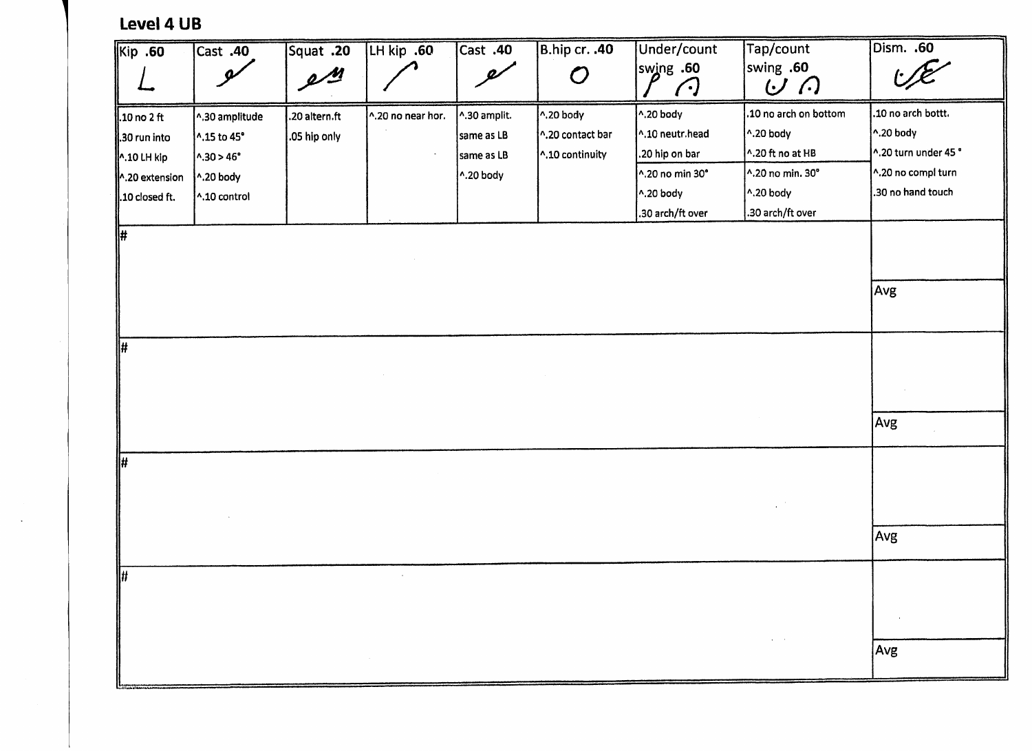## Level 4 UB

| Kip .60 | Cast .40 | Squat .20 | LH kip .60 | Cast .40 | B.hip cr. .40 | Under/count swing .60 | Tap/count swing .60 | Dism. .60 |
|---|---|---|---|---|---|---|---|---|
| .10 no 2 ft<br>.30 run into<br>^.10 LH kip<br>^.20 extension<br>.10 closed ft. | ^.30 amplitude<br>^.15 to 45°<br>^.30 > 46°<br>^.20 body<br>^.10 control | .20 altern.ft<br>.05 hip only | ^.20 no near hor. | ^.30 amplit.<br>same as LB<br>same as LB<br>^.20 body | ^.20 body<br>^.20 contact bar<br>^.10 continuity | ^.20 body<br>^.10 neutr.head<br>.20 hip on bar<br>^.20 no min 30°<br>^.20 body<br>.30 arch/ft over | .10 no arch on bottom<br>^.20 body<br>^.20 ft no at HB<br>^.20 no min. 30°<br>^.20 body<br>.30 arch/ft over | .10 no arch bott.<br>^.20 body<br>^.20 turn under 45°<br>^.20 no compl turn<br>.30 no hand touch |
| # | | | | | | | | Avg |
| # | | | | | | | | Avg |
| # | | | | | | | | Avg |
| # | | | | | | | | Avg |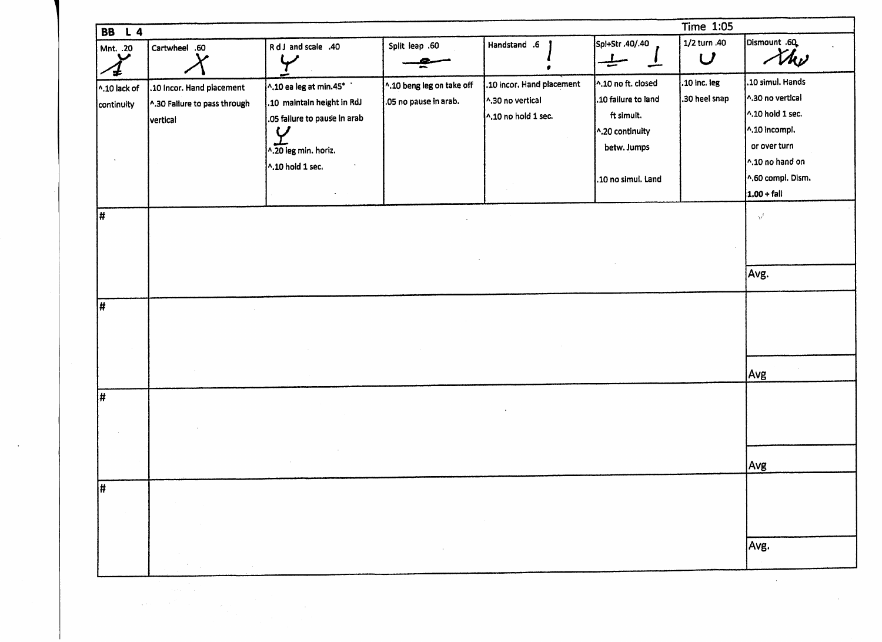| BB L 4 | | | | | | | Time 1:05 |
|---|---|---|---|---|---|---|---|
| Mnt. .20 | Cartwheel .60 | R d J and scale .40 | Split leap .60 | Handstand .6 | Spl+Str .40/.40 | 1/2 turn .40 | Dismount .60 |
| ^.10 lack of continuity | .10 Incor. Hand placement<br>^.30 Failure to pass through vertical | ^.10 ea leg at min.45°<br>.10 maintain height in RdJ<br>.05 failure to pause in arab<br>^.20 leg min. horiz.<br>^.10 hold 1 sec. | ^.10 beng leg on take off<br>.05 no pause in arab. | .10 Incor. Hand placement<br>^.30 no vertical<br>^.10 no hold 1 sec. | ^.10 no ft. closed<br>.10 failure to land ft simult.<br>^.20 continuity betw. Jumps<br>.10 no simul. Land | .10 Inc. leg<br>.30 heel snap | .10 simul. Hands<br>^.30 no vertical<br>^.10 hold 1 sec.<br>^.10 incompl. or over turn<br>^.10 no hand on<br>^.60 compl. Dism.<br>**1.00 + fall** |
| # | | | | | | | Avg. |
| # | | | | | | | Avg |
| # | | | | | | | Avg |
| # | | | | | | | Avg. |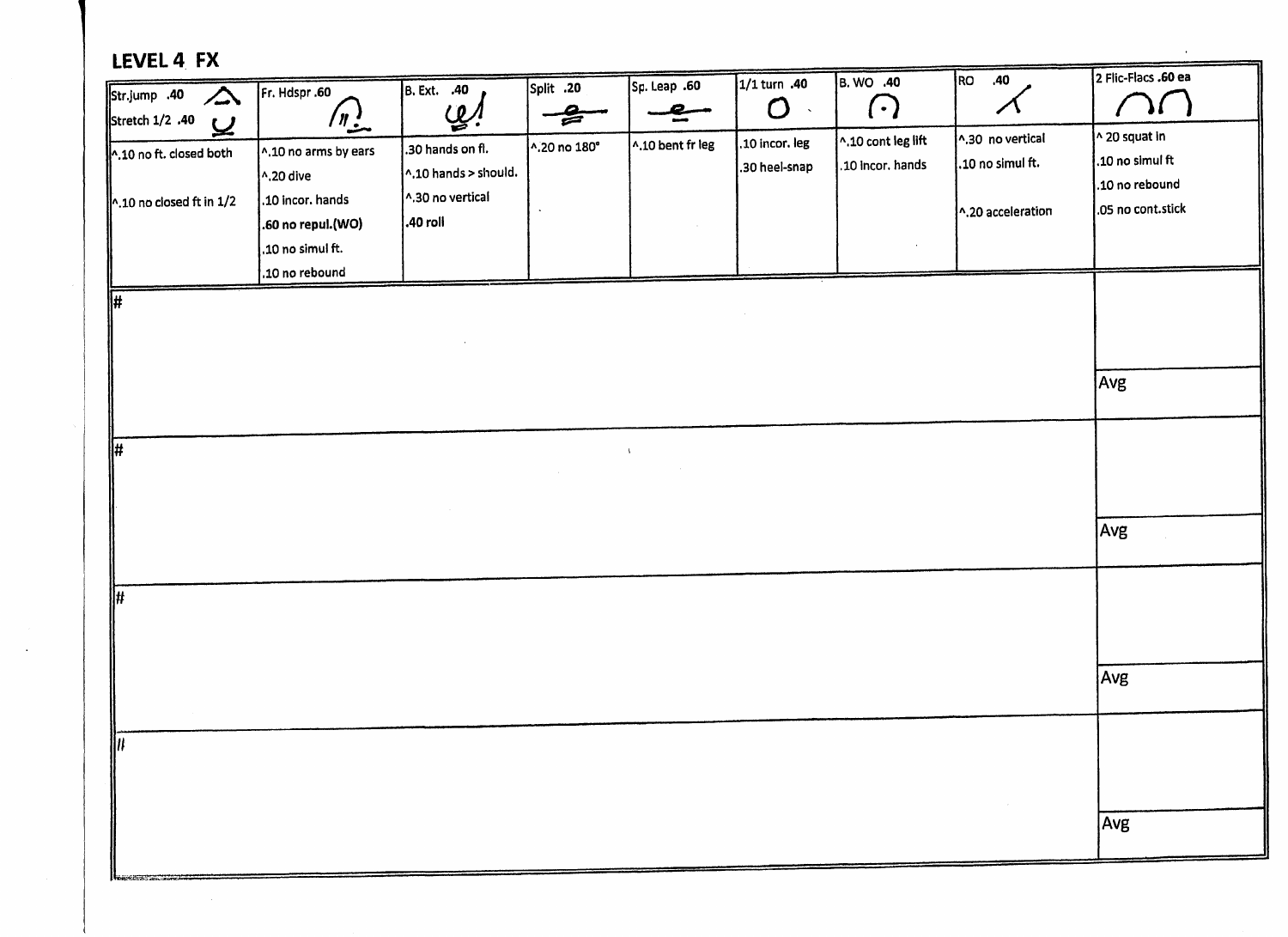## LEVEL 4 FX

| Str.jump .40<br>Stretch 1/2 .40 | Fr. Hdspr .60 | B. Ext. .40 | Split .20 | Sp. Leap .60 | 1/1 turn .40 | B. WO .40 | RO .40 | 2 Flic-Flacs .60 ea |
|---|---|---|---|---|---|---|---|---|
| ^.10 no ft. closed both<br><br>^.10 no closed ft in 1/2 | ^.10 no arms by ears<br>^.20 dive<br>.10 incor. hands<br>**.60 no repul.(WO)**<br>.10 no simul ft.<br>.10 no rebound | .30 hands on fl.<br>^.10 hands > should.<br>^.30 no vertical<br>.40 roll | ^.20 no 180° | ^.10 bent fr leg | .10 incor. leg<br>.30 heel-snap | ^.10 cont leg lift<br>.10 incor. hands | ^.30 no vertical<br>.10 no simul ft.<br><br>^.20 acceleration | ^ 20 squat in<br>.10 no simul ft<br>.10 no rebound<br>.05 no cont.stick |

| | |
|---|---|
| # | Avg |
| # | Avg |
| # | Avg |
| # | Avg |